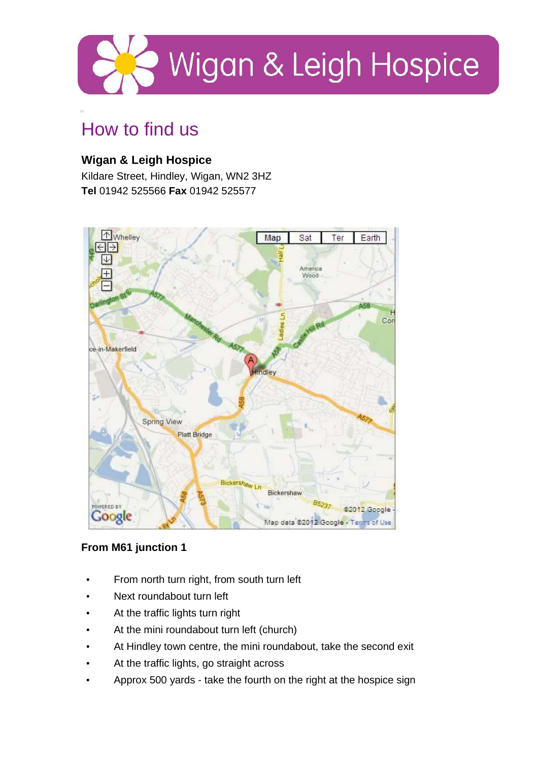# Wigan & Leigh Hospice

## How to find us

**Wigan & Leigh Hospice**
Kildare Street, Hindley, Wigan, WN2 3HZ
**Tel** 01942 525566 **Fax** 01942 525577

### From M61 junction 1

- From north turn right, from south turn left
- Next roundabout turn left
- At the traffic lights turn right
- At the mini roundabout turn left (church)
- At Hindley town centre, the mini roundabout, take the second exit
- At the traffic lights, go straight across
- Approx 500 yards - take the fourth on the right at the hospice sign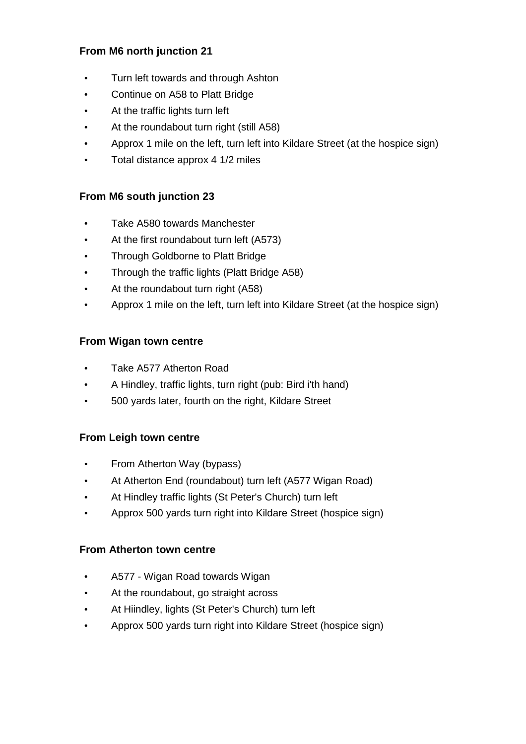**From M6 north junction 21**

- Turn left towards and through Ashton
- Continue on A58 to Platt Bridge
- At the traffic lights turn left
- At the roundabout turn right (still A58)
- Approx 1 mile on the left, turn left into Kildare Street (at the hospice sign)
- Total distance approx 4 1/2 miles

**From M6 south junction 23**

- Take A580 towards Manchester
- At the first roundabout turn left (A573)
- Through Goldborne to Platt Bridge
- Through the traffic lights (Platt Bridge A58)
- At the roundabout turn right (A58)
- Approx 1 mile on the left, turn left into Kildare Street (at the hospice sign)

**From Wigan town centre**

- Take A577 Atherton Road
- A Hindley, traffic lights, turn right (pub: Bird i'th hand)
- 500 yards later, fourth on the right, Kildare Street

**From Leigh town centre**

- From Atherton Way (bypass)
- At Atherton End (roundabout) turn left (A577 Wigan Road)
- At Hindley traffic lights (St Peter's Church) turn left
- Approx 500 yards turn right into Kildare Street (hospice sign)

**From Atherton town centre**

- A577 - Wigan Road towards Wigan
- At the roundabout, go straight across
- At Hiindley, lights (St Peter's Church) turn left
- Approx 500 yards turn right into Kildare Street (hospice sign)